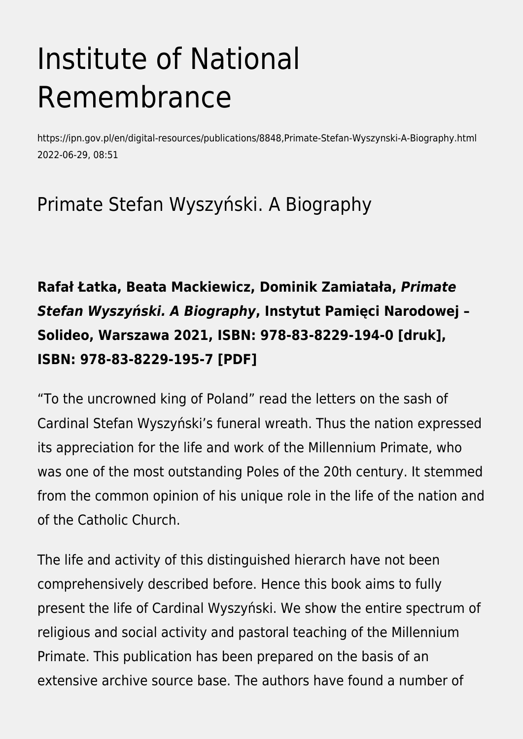# Institute of National Remembrance

https://ipn.gov.pl/en/digital-resources/publications/8848,Primate-Stefan-Wyszynski-A-Biography.html
2022-06-29, 08:51

## Primate Stefan Wyszyński. A Biography

**Rafał Łatka, Beata Mackiewicz, Dominik Zamiatała, *Primate Stefan Wyszyński. A Biography*, Instytut Pamięci Narodowej – Solideo, Warszawa 2021, ISBN: 978-83-8229-194-0 [druk], ISBN: 978-83-8229-195-7 [PDF]**

“To the uncrowned king of Poland” read the letters on the sash of Cardinal Stefan Wyszyński’s funeral wreath. Thus the nation expressed its appreciation for the life and work of the Millennium Primate, who was one of the most outstanding Poles of the 20th century. It stemmed from the common opinion of his unique role in the life of the nation and of the Catholic Church.

The life and activity of this distinguished hierarch have not been comprehensively described before. Hence this book aims to fully present the life of Cardinal Wyszyński. We show the entire spectrum of religious and social activity and pastoral teaching of the Millennium Primate. This publication has been prepared on the basis of an extensive archive source base. The authors have found a number of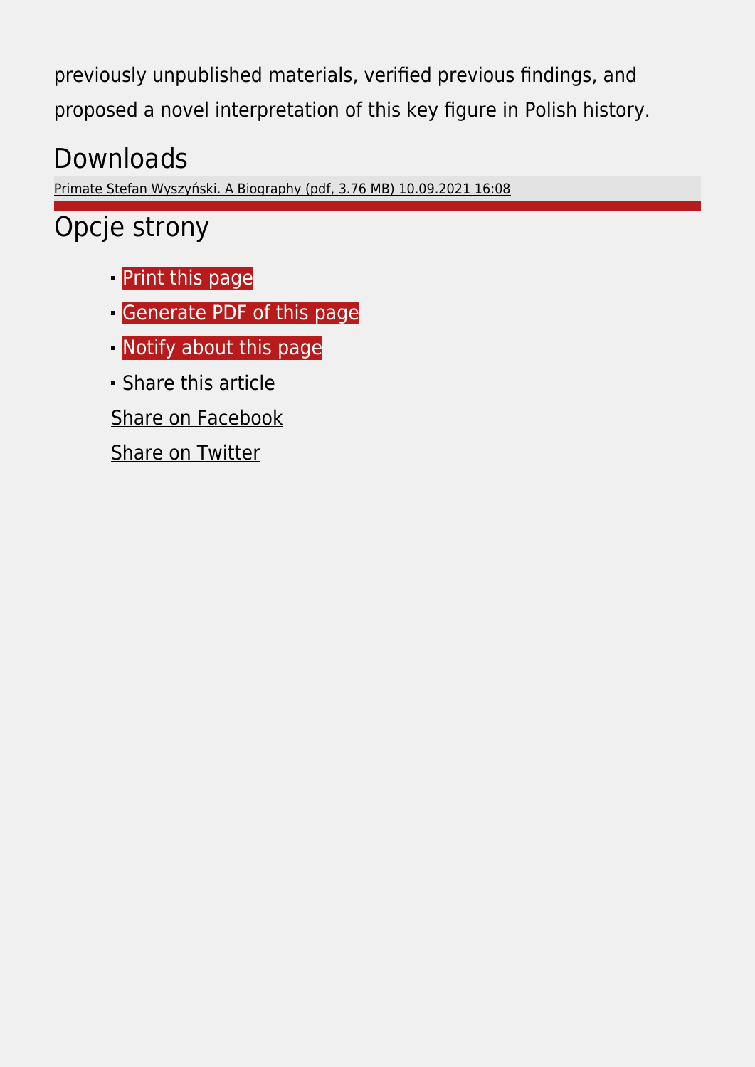previously unpublished materials, verified previous findings, and proposed a novel interpretation of this key figure in Polish history.

## Downloads

Primate Stefan Wyszyński. A Biography (pdf, 3.76 MB) 10.09.2021 16:08

## Opcje strony

- Print this page
- Generate PDF of this page
- Notify about this page
- Share this article

Share on Facebook

Share on Twitter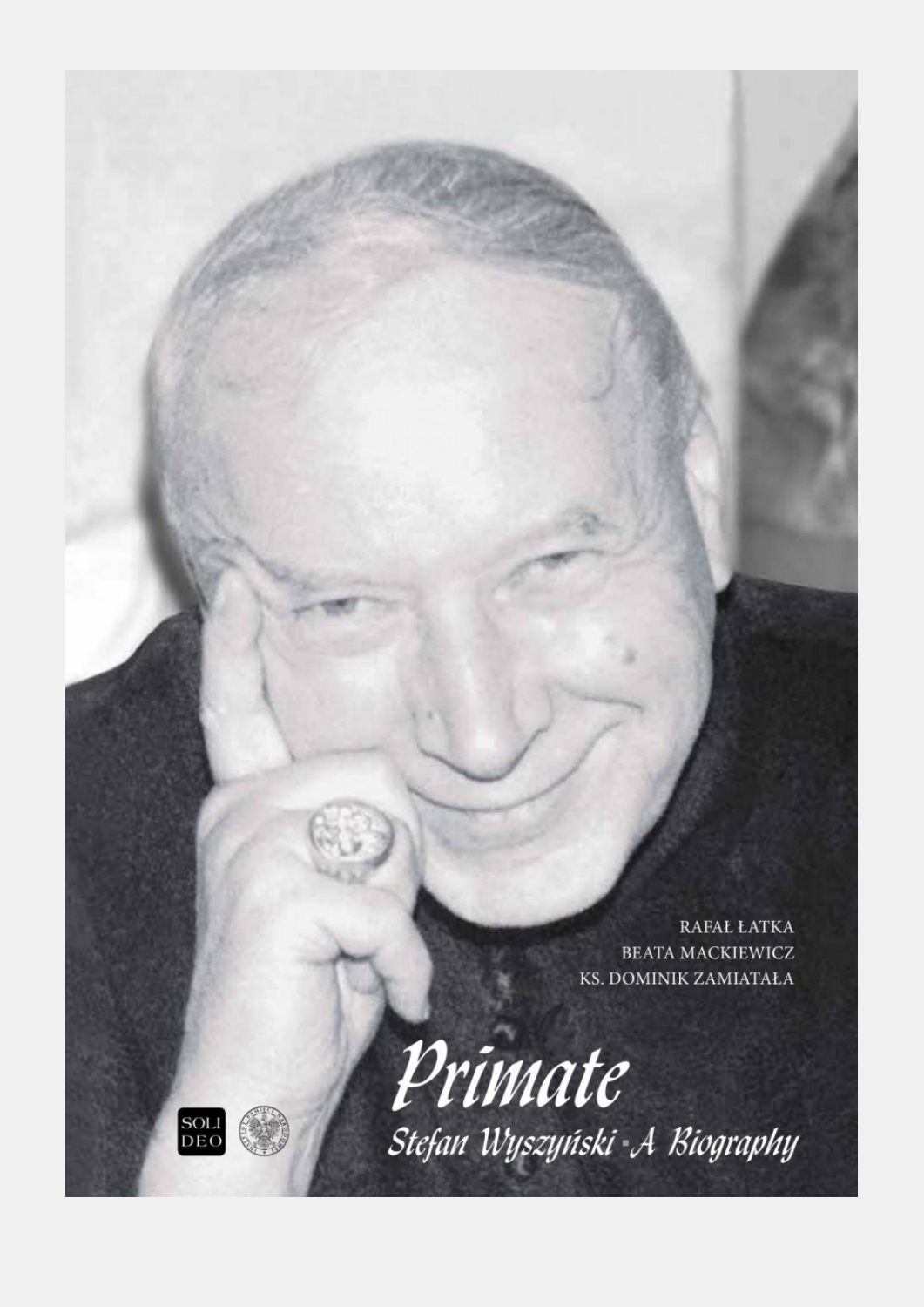RAFAŁ ŁATKA
BEATA MACKIEWICZ
KS. DOMINIK ZAMIATAŁA

# *Primate*

## *Stefan Wyszyński · A Biography*

SOLI DEO